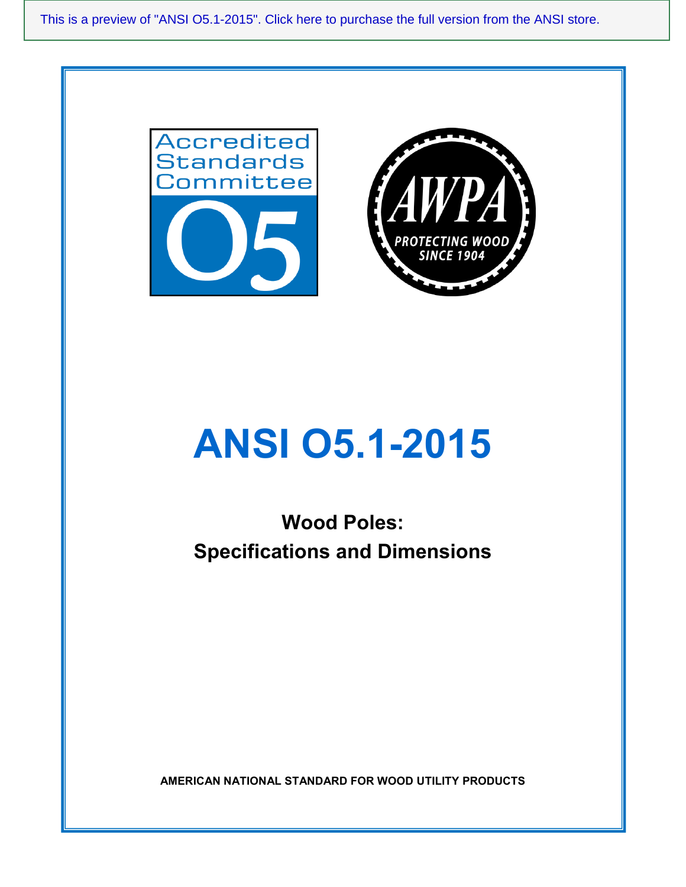This is a preview of "ANSI O5.1-2015". Click here to purchase the full version from the ANSI store.

Accredited Standards Committee O5

AWPA PROTECTING WOOD SINCE 1904

# ANSI O5.1-2015

## Wood Poles: Specifications and Dimensions

**AMERICAN NATIONAL STANDARD FOR WOOD UTILITY PRODUCTS**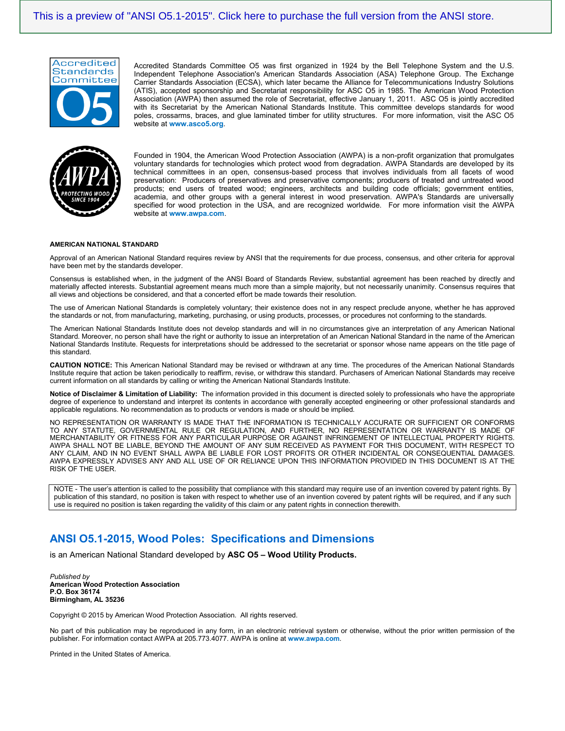This is a preview of "ANSI O5.1-2015". Click here to purchase the full version from the ANSI store.

Accredited Standards Committee O5 was first organized in 1924 by the Bell Telephone System and the U.S. Independent Telephone Association's American Standards Association (ASA) Telephone Group. The Exchange Carrier Standards Association (ECSA), which later became the Alliance for Telecommunications Industry Solutions (ATIS), accepted sponsorship and Secretariat responsibility for ASC O5 in 1985. The American Wood Protection Association (AWPA) then assumed the role of Secretariat, effective January 1, 2011. ASC O5 is jointly accredited with its Secretariat by the American National Standards Institute. This committee develops standards for wood poles, crossarms, braces, and glue laminated timber for utility structures. For more information, visit the ASC O5 website at **www.asco5.org**.

Founded in 1904, the American Wood Protection Association (AWPA) is a non-profit organization that promulgates voluntary standards for technologies which protect wood from degradation. AWPA Standards are developed by its technical committees in an open, consensus-based process that involves individuals from all facets of wood preservation: Producers of preservatives and preservative components; producers of treated and untreated wood products; end users of treated wood; engineers, architects and building code officials; government entities, academia, and other groups with a general interest in wood preservation. AWPA's Standards are universally specified for wood protection in the USA, and are recognized worldwide. For more information visit the AWPA website at **www.awpa.com**.

**AMERICAN NATIONAL STANDARD**

Approval of an American National Standard requires review by ANSI that the requirements for due process, consensus, and other criteria for approval have been met by the standards developer.

Consensus is established when, in the judgment of the ANSI Board of Standards Review, substantial agreement has been reached by directly and materially affected interests. Substantial agreement means much more than a simple majority, but not necessarily unanimity. Consensus requires that all views and objections be considered, and that a concerted effort be made towards their resolution.

The use of American National Standards is completely voluntary; their existence does not in any respect preclude anyone, whether he has approved the standards or not, from manufacturing, marketing, purchasing, or using products, processes, or procedures not conforming to the standards.

The American National Standards Institute does not develop standards and will in no circumstances give an interpretation of any American National Standard. Moreover, no person shall have the right or authority to issue an interpretation of an American National Standard in the name of the American National Standards Institute. Requests for interpretations should be addressed to the secretariat or sponsor whose name appears on the title page of this standard.

**CAUTION NOTICE:** This American National Standard may be revised or withdrawn at any time. The procedures of the American National Standards Institute require that action be taken periodically to reaffirm, revise, or withdraw this standard. Purchasers of American National Standards may receive current information on all standards by calling or writing the American National Standards Institute.

**Notice of Disclaimer & Limitation of Liability:** The information provided in this document is directed solely to professionals who have the appropriate degree of experience to understand and interpret its contents in accordance with generally accepted engineering or other professional standards and applicable regulations. No recommendation as to products or vendors is made or should be implied.

NO REPRESENTATION OR WARRANTY IS MADE THAT THE INFORMATION IS TECHNICALLY ACCURATE OR SUFFICIENT OR CONFORMS TO ANY STATUTE, GOVERNMENTAL RULE OR REGULATION, AND FURTHER, NO REPRESENTATION OR WARRANTY IS MADE OF MERCHANTABILITY OR FITNESS FOR ANY PARTICULAR PURPOSE OR AGAINST INFRINGEMENT OF INTELLECTUAL PROPERTY RIGHTS. AWPA SHALL NOT BE LIABLE, BEYOND THE AMOUNT OF ANY SUM RECEIVED AS PAYMENT FOR THIS DOCUMENT, WITH RESPECT TO ANY CLAIM, AND IN NO EVENT SHALL AWPA BE LIABLE FOR LOST PROFITS OR OTHER INCIDENTAL OR CONSEQUENTIAL DAMAGES. AWPA EXPRESSLY ADVISES ANY AND ALL USE OF OR RELIANCE UPON THIS INFORMATION PROVIDED IN THIS DOCUMENT IS AT THE RISK OF THE USER.

NOTE - The user's attention is called to the possibility that compliance with this standard may require use of an invention covered by patent rights. By publication of this standard, no position is taken with respect to whether use of an invention covered by patent rights will be required, and if any such use is required no position is taken regarding the validity of this claim or any patent rights in connection therewith.

## ANSI O5.1-2015, Wood Poles: Specifications and Dimensions

is an American National Standard developed by **ASC O5 – Wood Utility Products.**

*Published by*
**American Wood Protection Association**
**P.O. Box 36174**
**Birmingham, AL 35236**

Copyright © 2015 by American Wood Protection Association. All rights reserved.

No part of this publication may be reproduced in any form, in an electronic retrieval system or otherwise, without the prior written permission of the publisher. For information contact AWPA at 205.773.4077. AWPA is online at **www.awpa.com**.

Printed in the United States of America.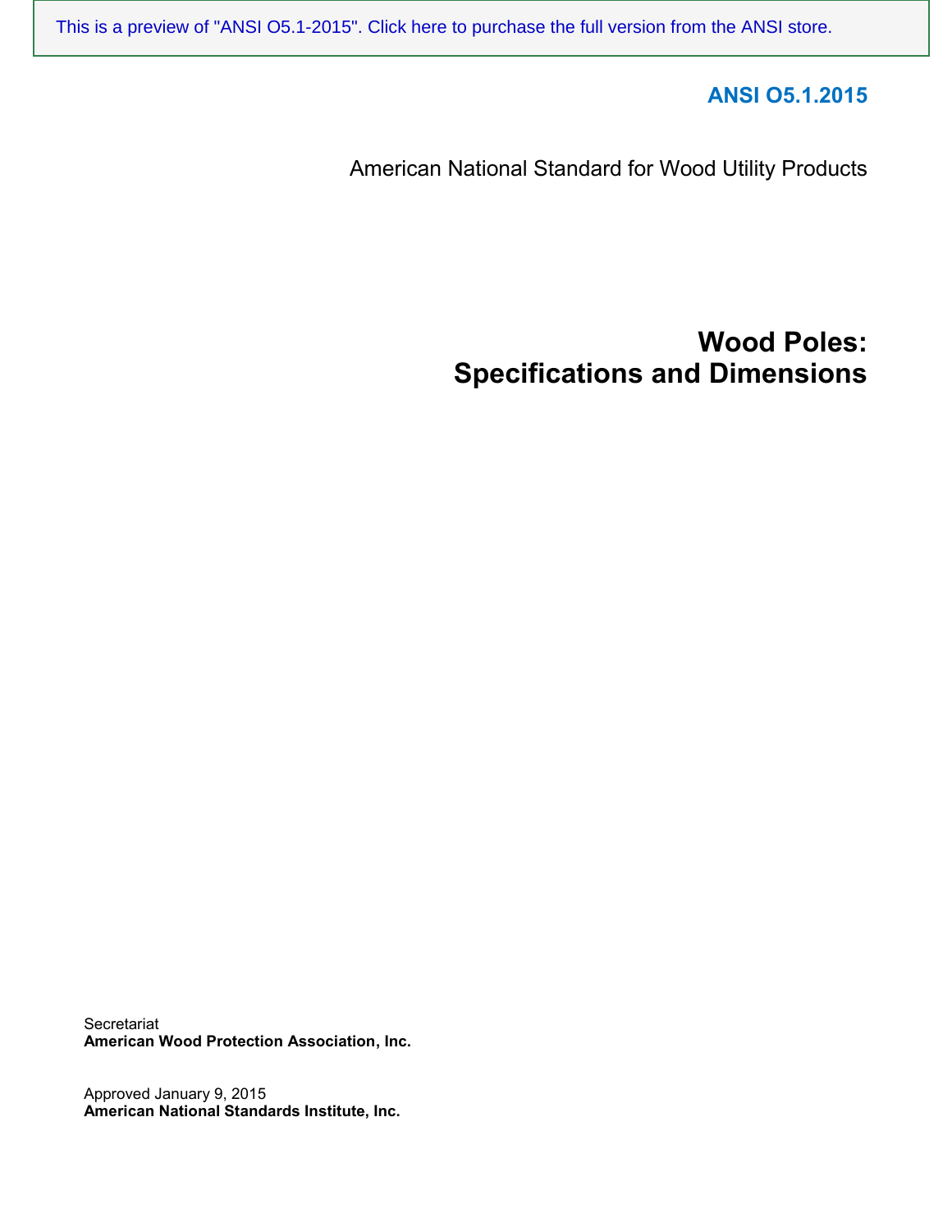This is a preview of "ANSI O5.1-2015". Click here to purchase the full version from the ANSI store.

**ANSI O5.1.2015**

American National Standard for Wood Utility Products

# Wood Poles: Specifications and Dimensions

Secretariat
**American Wood Protection Association, Inc.**

Approved January 9, 2015
**American National Standards Institute, Inc.**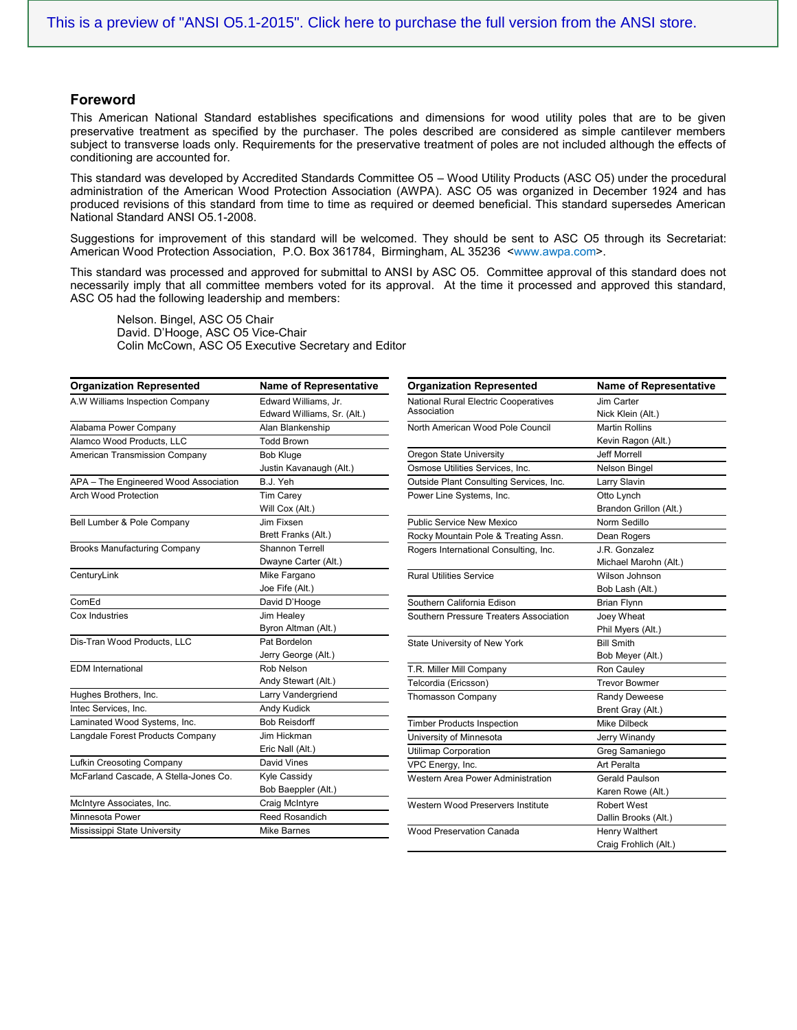## Foreword

This American National Standard establishes specifications and dimensions for wood utility poles that are to be given preservative treatment as specified by the purchaser. The poles described are considered as simple cantilever members subject to transverse loads only. Requirements for the preservative treatment of poles are not included although the effects of conditioning are accounted for.

This standard was developed by Accredited Standards Committee O5 – Wood Utility Products (ASC O5) under the procedural administration of the American Wood Protection Association (AWPA). ASC O5 was organized in December 1924 and has produced revisions of this standard from time to time as required or deemed beneficial. This standard supersedes American National Standard ANSI O5.1-2008.

Suggestions for improvement of this standard will be welcomed. They should be sent to ASC O5 through its Secretariat: American Wood Protection Association, P.O. Box 361784, Birmingham, AL 35236 <www.awpa.com>.

This standard was processed and approved for submittal to ANSI by ASC O5. Committee approval of this standard does not necessarily imply that all committee members voted for its approval. At the time it processed and approved this standard, ASC O5 had the following leadership and members:

Nelson. Bingel, ASC O5 Chair
David. D'Hooge, ASC O5 Vice-Chair
Colin McCown, ASC O5 Executive Secretary and Editor

| Organization Represented | Name of Representative |
|---|---|
| A.W Williams Inspection Company | Edward Williams, Jr.<br>Edward Williams, Sr. (Alt.) |
| Alabama Power Company | Alan Blankenship |
| Alamco Wood Products, LLC | Todd Brown |
| American Transmission Company | Bob Kluge<br>Justin Kavanaugh (Alt.) |
| APA – The Engineered Wood Association | B.J. Yeh |
| Arch Wood Protection | Tim Carey<br>Will Cox (Alt.) |
| Bell Lumber & Pole Company | Jim Fixsen<br>Brett Franks (Alt.) |
| Brooks Manufacturing Company | Shannon Terrell<br>Dwayne Carter (Alt.) |
| CenturyLink | Mike Fargano<br>Joe Fife (Alt.) |
| ComEd | David D'Hooge |
| Cox Industries | Jim Healey<br>Byron Altman (Alt.) |
| Dis-Tran Wood Products, LLC | Pat Bordelon<br>Jerry George (Alt.) |
| EDM International | Rob Nelson<br>Andy Stewart (Alt.) |
| Hughes Brothers, Inc. | Larry Vandergriend |
| Intec Services, Inc. | Andy Kudick |
| Laminated Wood Systems, Inc. | Bob Reisdorff |
| Langdale Forest Products Company | Jim Hickman<br>Eric Nall (Alt.) |
| Lufkin Creosoting Company | David Vines |
| McFarland Cascade, A Stella-Jones Co. | Kyle Cassidy<br>Bob Baeppler (Alt.) |
| McIntyre Associates, Inc. | Craig McIntyre |
| Minnesota Power | Reed Rosandich |
| Mississippi State University | Mike Barnes |
| National Rural Electric Cooperatives Association | Jim Carter<br>Nick Klein (Alt.) |
| North American Wood Pole Council | Martin Rollins<br>Kevin Ragon (Alt.) |
| Oregon State University | Jeff Morrell |
| Osmose Utilities Services, Inc. | Nelson Bingel |
| Outside Plant Consulting Services, Inc. | Larry Slavin |
| Power Line Systems, Inc. | Otto Lynch<br>Brandon Grillon (Alt.) |
| Public Service New Mexico | Norm Sedillo |
| Rocky Mountain Pole & Treating Assn. | Dean Rogers |
| Rogers International Consulting, Inc. | J.R. Gonzalez<br>Michael Marohn (Alt.) |
| Rural Utilities Service | Wilson Johnson<br>Bob Lash (Alt.) |
| Southern California Edison | Brian Flynn |
| Southern Pressure Treaters Association | Joey Wheat<br>Phil Myers (Alt.) |
| State University of New York | Bill Smith<br>Bob Meyer (Alt.) |
| T.R. Miller Mill Company | Ron Cauley |
| Telcordia (Ericsson) | Trevor Bowmer |
| Thomasson Company | Randy Deweese<br>Brent Gray (Alt.) |
| Timber Products Inspection | Mike Dilbeck |
| University of Minnesota | Jerry Winandy |
| Utilimap Corporation | Greg Samaniego |
| VPC Energy, Inc. | Art Peralta |
| Western Area Power Administration | Gerald Paulson<br>Karen Rowe (Alt.) |
| Western Wood Preservers Institute | Robert West<br>Dallin Brooks (Alt.) |
| Wood Preservation Canada | Henry Walthert<br>Craig Frohlich (Alt.) |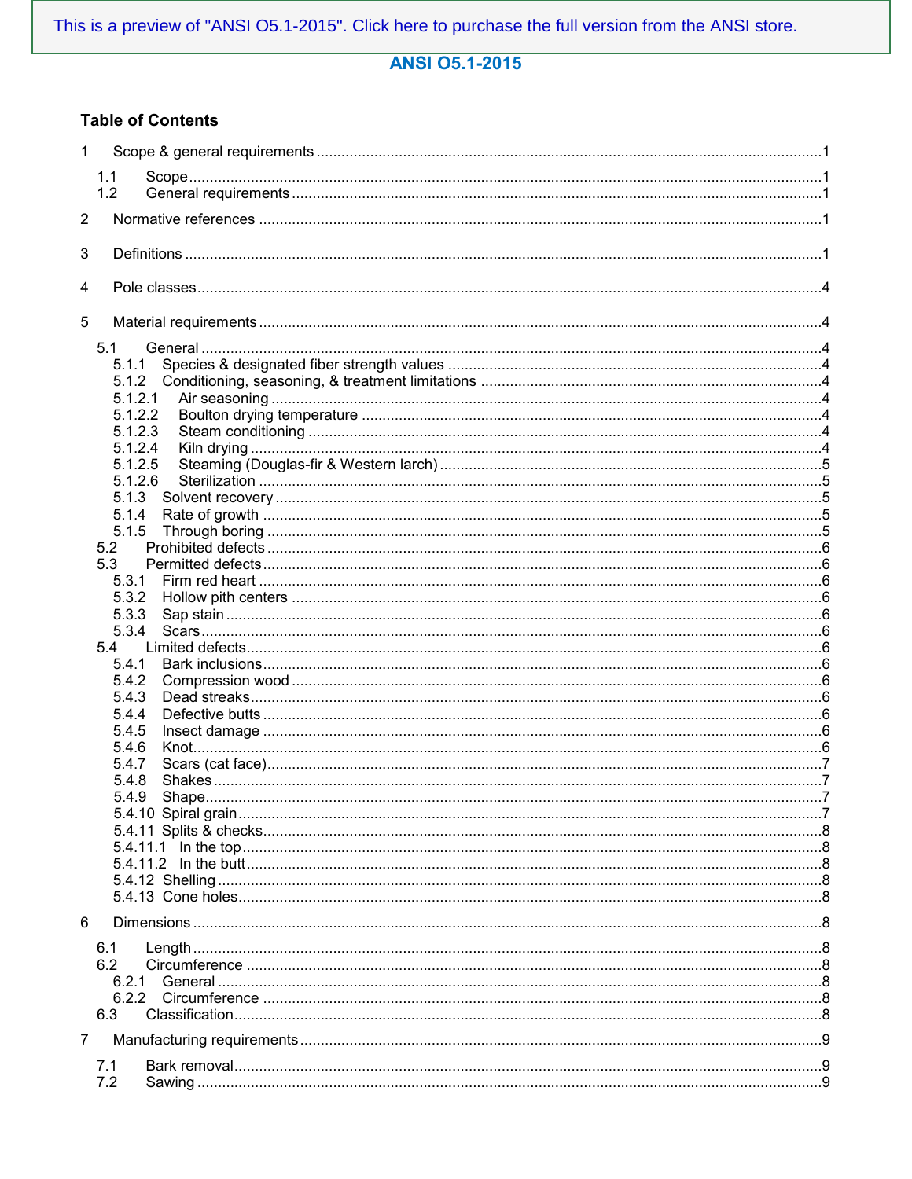ANSI O5.1-2015

## Table of Contents

1 Scope & general requirements ........................................................................................................1

1.1 Scope ........................................................................................................................................1
1.2 General requirements ................................................................................................................1

2 Normative references .....................................................................................................................1

3 Definitions ........................................................................................................................................1

4 Pole classes .....................................................................................................................................4

5 Material requirements ......................................................................................................................4

5.1 General ......................................................................................................................................4
5.1.1 Species & designated fiber strength values ..........................................................................4
5.1.2 Conditioning, seasoning, & treatment limitations ..................................................................4
5.1.2.1 Air seasoning .....................................................................................................................4
5.1.2.2 Boulton drying temperature ...............................................................................................4
5.1.2.3 Steam conditioning ............................................................................................................4
5.1.2.4 Kiln drying ..........................................................................................................................4
5.1.2.5 Steaming (Douglas-fir & Western larch) .............................................................................5
5.1.2.6 Sterilization .........................................................................................................................5
5.1.3 Solvent recovery ....................................................................................................................5
5.1.4 Rate of growth .......................................................................................................................5
5.1.5 Through boring .......................................................................................................................5
5.2 Prohibited defects ......................................................................................................................6
5.3 Permitted defects .......................................................................................................................6
5.3.1 Firm red heart .........................................................................................................................6
5.3.2 Hollow pith centers .................................................................................................................6
5.3.3 Sap stain .................................................................................................................................6
5.3.4 Scars .......................................................................................................................................6
5.4 Limited defects ...........................................................................................................................6
5.4.1 Bark inclusions .......................................................................................................................6
5.4.2 Compression wood .................................................................................................................6
5.4.3 Dead streaks ..........................................................................................................................6
5.4.4 Defective butts ........................................................................................................................6
5.4.5 Insect damage ........................................................................................................................6
5.4.6 Knot ........................................................................................................................................6
5.4.7 Scars (cat face) ......................................................................................................................7
5.4.8 Shakes ...................................................................................................................................7
5.4.9 Shape ......................................................................................................................................7
5.4.10 Spiral grain ............................................................................................................................7
5.4.11 Splits & checks .......................................................................................................................8
5.4.11.1 In the top ...........................................................................................................................8
5.4.11.2 In the butt ..........................................................................................................................8
5.4.12 Shelling ..................................................................................................................................8
5.4.13 Cone holes .............................................................................................................................8

6 Dimensions ........................................................................................................................................8

6.1 Length ........................................................................................................................................8
6.2 Circumference ............................................................................................................................8
6.2.1 General ...................................................................................................................................8
6.2.2 Circumference ........................................................................................................................8
6.3 Classification ..............................................................................................................................8

7 Manufacturing requirements .............................................................................................................9

7.1 Bark removal ...............................................................................................................................9
7.2 Sawing ........................................................................................................................................9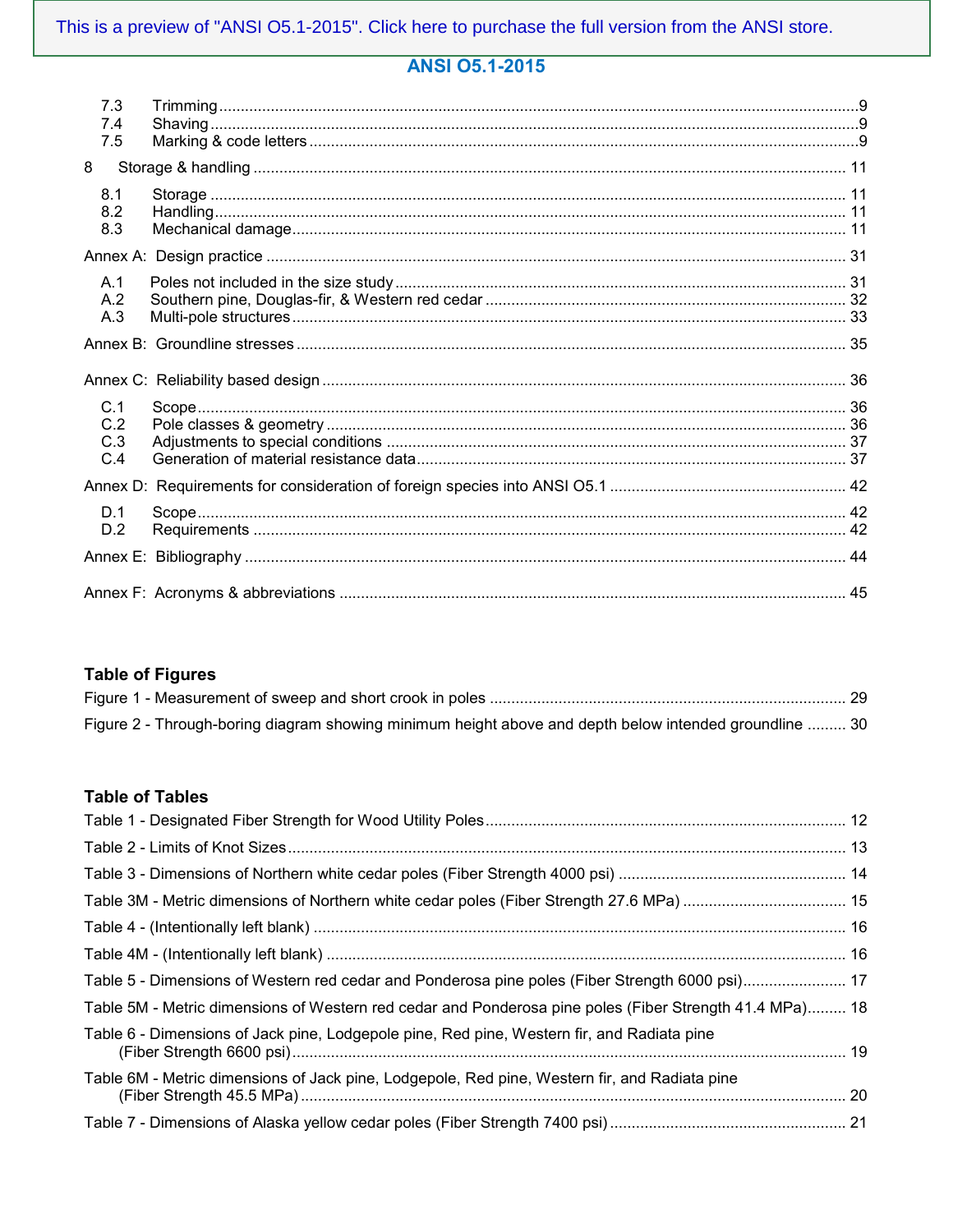7.3 Trimming ..........9
7.4 Shaving ..........9
7.5 Marking & code letters ..........9

8 Storage & handling .......... 11

8.1 Storage .......... 11
8.2 Handling .......... 11
8.3 Mechanical damage .......... 11

Annex A: Design practice .......... 31

A.1 Poles not included in the size study .......... 31
A.2 Southern pine, Douglas-fir, & Western red cedar .......... 32
A.3 Multi-pole structures .......... 33

Annex B: Groundline stresses .......... 35

Annex C: Reliability based design .......... 36

C.1 Scope .......... 36
C.2 Pole classes & geometry .......... 36
C.3 Adjustments to special conditions .......... 37
C.4 Generation of material resistance data .......... 37

Annex D: Requirements for consideration of foreign species into ANSI O5.1 .......... 42

D.1 Scope .......... 42
D.2 Requirements .......... 42

Annex E: Bibliography .......... 44

Annex F: Acronyms & abbreviations .......... 45

## Table of Figures

Figure 1 - Measurement of sweep and short crook in poles .......... 29

Figure 2 - Through-boring diagram showing minimum height above and depth below intended groundline .......... 30

## Table of Tables

Table 1 - Designated Fiber Strength for Wood Utility Poles .......... 12

Table 2 - Limits of Knot Sizes .......... 13

Table 3 - Dimensions of Northern white cedar poles (Fiber Strength 4000 psi) .......... 14

Table 3M - Metric dimensions of Northern white cedar poles (Fiber Strength 27.6 MPa) .......... 15

Table 4 - (Intentionally left blank) .......... 16

Table 4M - (Intentionally left blank) .......... 16

Table 5 - Dimensions of Western red cedar and Ponderosa pine poles (Fiber Strength 6000 psi) .......... 17

Table 5M - Metric dimensions of Western red cedar and Ponderosa pine poles (Fiber Strength 41.4 MPa) .......... 18

Table 6 - Dimensions of Jack pine, Lodgepole pine, Red pine, Western fir, and Radiata pine (Fiber Strength 6600 psi) .......... 19

Table 6M - Metric dimensions of Jack pine, Lodgepole, Red pine, Western fir, and Radiata pine (Fiber Strength 45.5 MPa) .......... 20

Table 7 - Dimensions of Alaska yellow cedar poles (Fiber Strength 7400 psi) .......... 21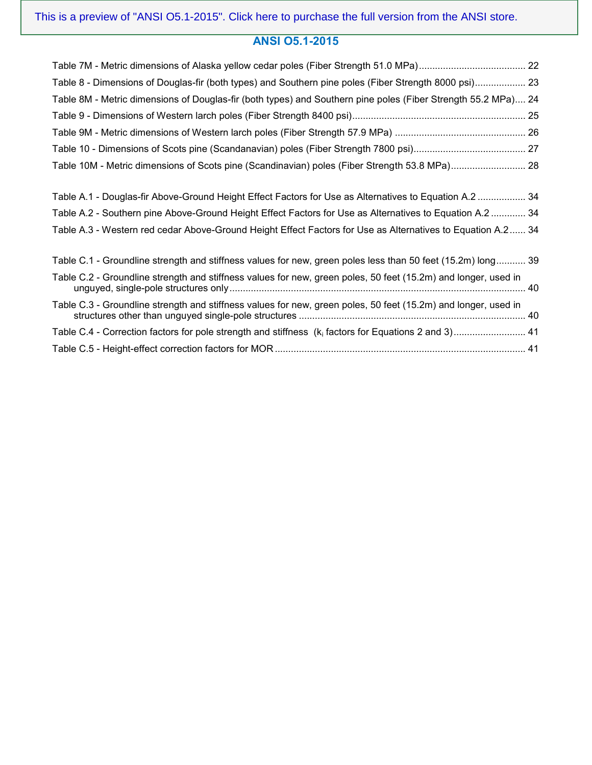Table 7M - Metric dimensions of Alaska yellow cedar poles (Fiber Strength 51.0 MPa) ........................................ 22

Table 8 - Dimensions of Douglas-fir (both types) and Southern pine poles (Fiber Strength 8000 psi)................... 23

Table 8M - Metric dimensions of Douglas-fir (both types) and Southern pine poles (Fiber Strength 55.2 MPa).... 24

Table 9 - Dimensions of Western larch poles (Fiber Strength 8400 psi)................................................................. 25

Table 9M - Metric dimensions of Western larch poles (Fiber Strength 57.9 MPa) ................................................. 26

Table 10 - Dimensions of Scots pine (Scandanavian) poles (Fiber Strength 7800 psi).......................................... 27

Table 10M - Metric dimensions of Scots pine (Scandinavian) poles (Fiber Strength 53.8 MPa)............................ 28

Table A.1 - Douglas-fir Above-Ground Height Effect Factors for Use as Alternatives to Equation A.2 .................. 34

Table A.2 - Southern pine Above-Ground Height Effect Factors for Use as Alternatives to Equation A.2 ............. 34

Table A.3 - Western red cedar Above-Ground Height Effect Factors for Use as Alternatives to Equation A.2...... 34

Table C.1 - Groundline strength and stiffness values for new, green poles less than 50 feet (15.2m) long........... 39

Table C.2 - Groundline strength and stiffness values for new, green poles, 50 feet (15.2m) and longer, used in unguyed, single-pole structures only............................................................................................................... 40

Table C.3 - Groundline strength and stiffness values for new, green poles, 50 feet (15.2m) and longer, used in structures other than unguyed single-pole structures ..................................................................................... 40

Table C.4 - Correction factors for pole strength and stiffness ($k_i$ factors for Equations 2 and 3)........................... 41

Table C.5 - Height-effect correction factors for MOR ............................................................................................. 41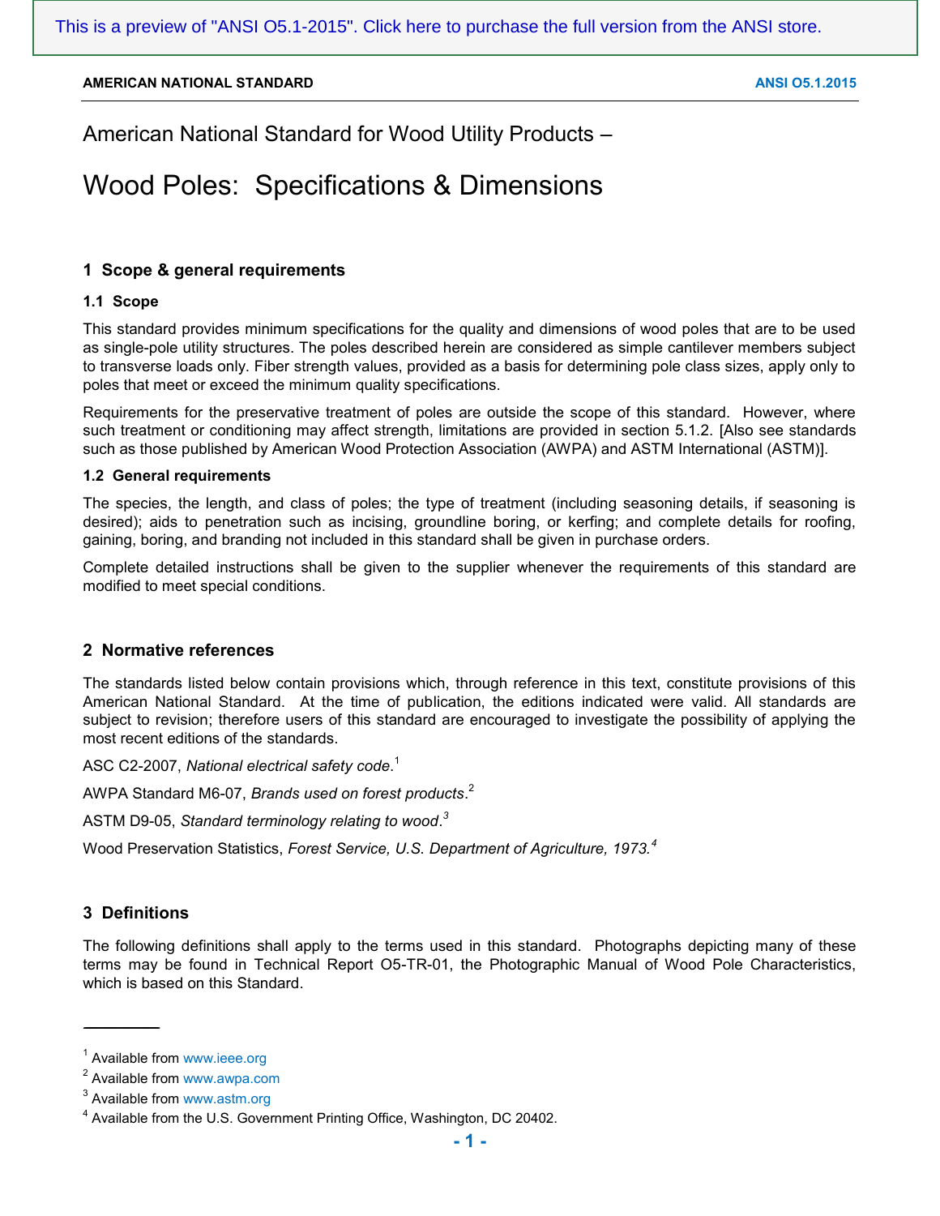# American National Standard for Wood Utility Products –

# Wood Poles: Specifications & Dimensions

## 1 Scope & general requirements

### 1.1 Scope

This standard provides minimum specifications for the quality and dimensions of wood poles that are to be used as single-pole utility structures. The poles described herein are considered as simple cantilever members subject to transverse loads only. Fiber strength values, provided as a basis for determining pole class sizes, apply only to poles that meet or exceed the minimum quality specifications.

Requirements for the preservative treatment of poles are outside the scope of this standard. However, where such treatment or conditioning may affect strength, limitations are provided in section 5.1.2. [Also see standards such as those published by American Wood Protection Association (AWPA) and ASTM International (ASTM)].

### 1.2 General requirements

The species, the length, and class of poles; the type of treatment (including seasoning details, if seasoning is desired); aids to penetration such as incising, groundline boring, or kerfing; and complete details for roofing, gaining, boring, and branding not included in this standard shall be given in purchase orders.

Complete detailed instructions shall be given to the supplier whenever the requirements of this standard are modified to meet special conditions.

## 2 Normative references

The standards listed below contain provisions which, through reference in this text, constitute provisions of this American National Standard. At the time of publication, the editions indicated were valid. All standards are subject to revision; therefore users of this standard are encouraged to investigate the possibility of applying the most recent editions of the standards.

ASC C2-2007, *National electrical safety code*.[1]

AWPA Standard M6-07, *Brands used on forest products*.[2]

ASTM D9-05, *Standard terminology relating to wood*.[3]

Wood Preservation Statistics, *Forest Service, U.S. Department of Agriculture, 1973.*[4]

## 3 Definitions

The following definitions shall apply to the terms used in this standard. Photographs depicting many of these terms may be found in Technical Report O5-TR-01, the Photographic Manual of Wood Pole Characteristics, which is based on this Standard.

---

[1] Available from www.ieee.org

[2] Available from www.awpa.com

[3] Available from www.astm.org

[4] Available from the U.S. Government Printing Office, Washington, DC 20402.